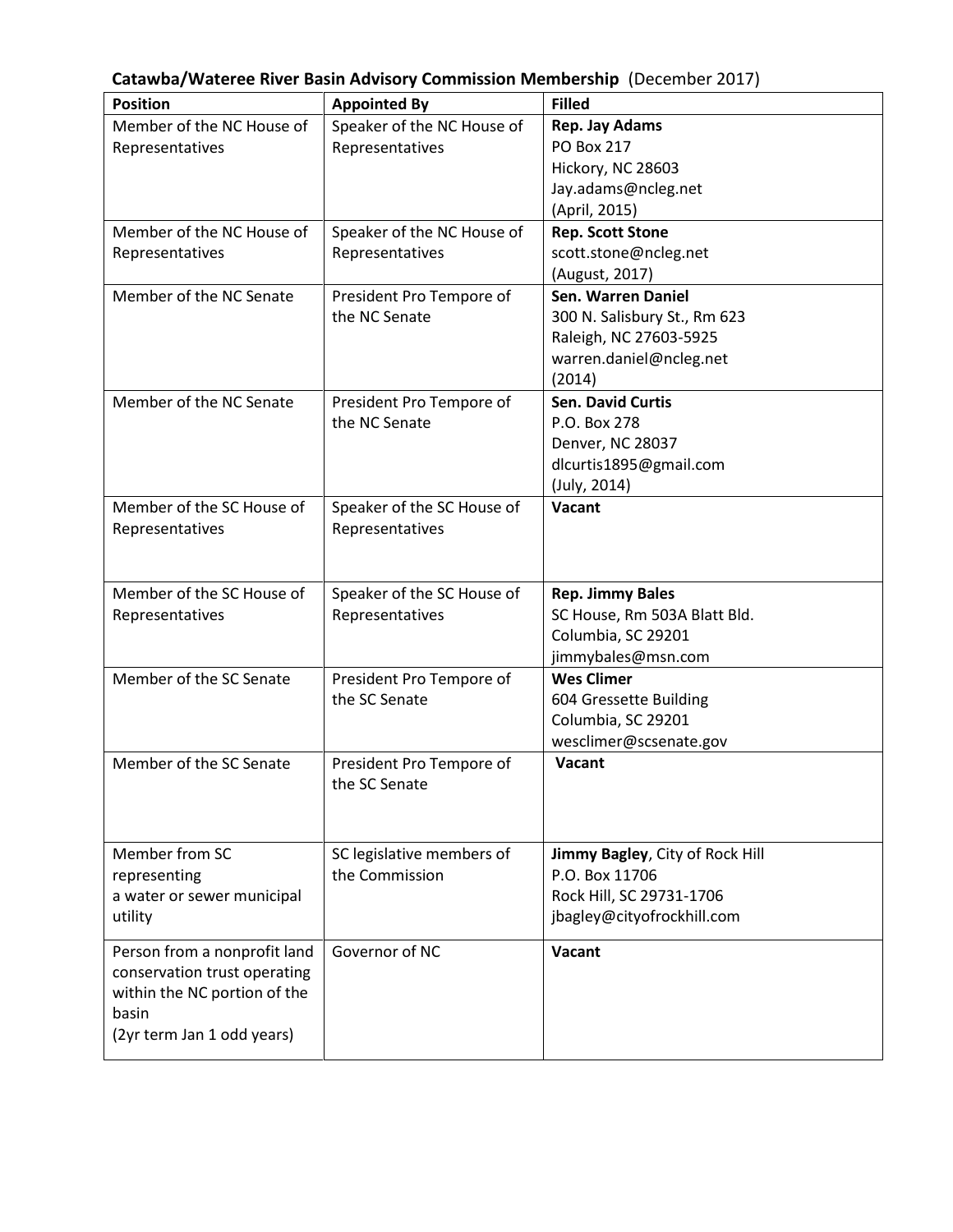**Catawba/Wateree River Basin Advisory Commission Membership** (December 2017)

| **Position** | **Appointed By** | **Filled** |
|---|---|---|
| Member of the NC House of Representatives | Speaker of the NC House of Representatives | **Rep. Jay Adams**<br>PO Box 217<br>Hickory, NC 28603<br>Jay.adams@ncleg.net<br>(April, 2015) |
| Member of the NC House of Representatives | Speaker of the NC House of Representatives | **Rep. Scott Stone**<br>scott.stone@ncleg.net<br>(August, 2017) |
| Member of the NC Senate | President Pro Tempore of the NC Senate | **Sen. Warren Daniel**<br>300 N. Salisbury St., Rm 623<br>Raleigh, NC 27603-5925<br>warren.daniel@ncleg.net<br>(2014) |
| Member of the NC Senate | President Pro Tempore of the NC Senate | **Sen. David Curtis**<br>P.O. Box 278<br>Denver, NC 28037<br>dlcurtis1895@gmail.com<br>(July, 2014) |
| Member of the SC House of Representatives | Speaker of the SC House of Representatives | **Vacant** |
| Member of the SC House of Representatives | Speaker of the SC House of Representatives | **Rep. Jimmy Bales**<br>SC House, Rm 503A Blatt Bld.<br>Columbia, SC 29201<br>jimmybales@msn.com |
| Member of the SC Senate | President Pro Tempore of the SC Senate | **Wes Climer**<br>604 Gressette Building<br>Columbia, SC 29201<br>wesclimer@scsenate.gov |
| Member of the SC Senate | President Pro Tempore of the SC Senate | **Vacant** |
| Member from SC representing a water or sewer municipal utility | SC legislative members of the Commission | **Jimmy Bagley**, City of Rock Hill<br>P.O. Box 11706<br>Rock Hill, SC 29731-1706<br>jbagley@cityofrockhill.com |
| Person from a nonprofit land conservation trust operating within the NC portion of the basin<br>(2yr term Jan 1 odd years) | Governor of NC | **Vacant** |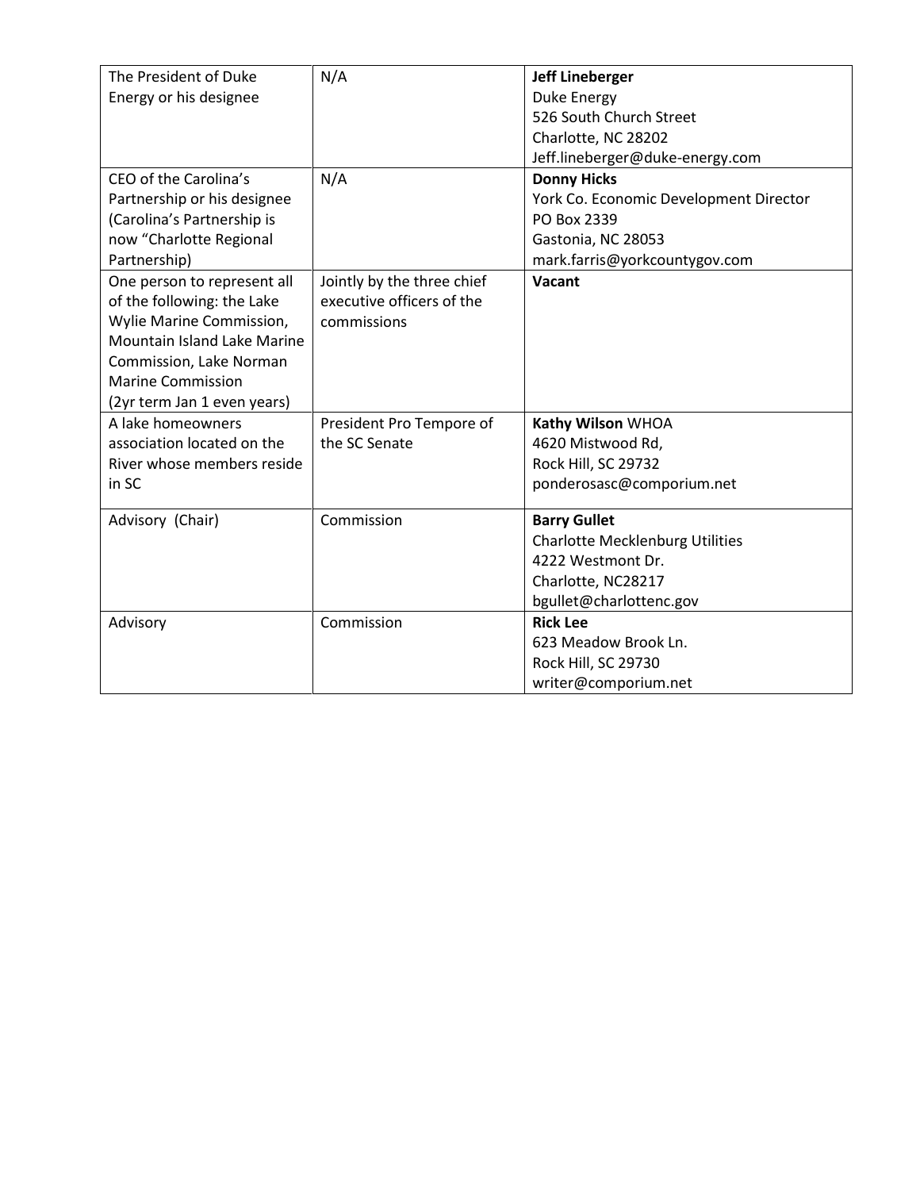| | | |
|---|---|---|
| The President of Duke Energy or his designee | N/A | **Jeff Lineberger**<br>Duke Energy<br>526 South Church Street<br>Charlotte, NC 28202<br>Jeff.lineberger@duke-energy.com |
| CEO of the Carolina's Partnership or his designee (Carolina's Partnership is now "Charlotte Regional Partnership) | N/A | **Donny Hicks**<br>York Co. Economic Development Director<br>PO Box 2339<br>Gastonia, NC 28053<br>mark.farris@yorkcountygov.com |
| One person to represent all of the following: the Lake Wylie Marine Commission, Mountain Island Lake Marine Commission, Lake Norman Marine Commission<br>(2yr term Jan 1 even years) | Jointly by the three chief executive officers of the commissions | **Vacant** |
| A lake homeowners association located on the River whose members reside in SC | President Pro Tempore of the SC Senate | **Kathy Wilson** WHOA<br>4620 Mistwood Rd,<br>Rock Hill, SC 29732<br>ponderosasc@comporium.net |
| Advisory (Chair) | Commission | **Barry Gullet**<br>Charlotte Mecklenburg Utilities<br>4222 Westmont Dr.<br>Charlotte, NC28217<br>bgullet@charlottenc.gov |
| Advisory | Commission | **Rick Lee**<br>623 Meadow Brook Ln.<br>Rock Hill, SC 29730<br>writer@comporium.net |